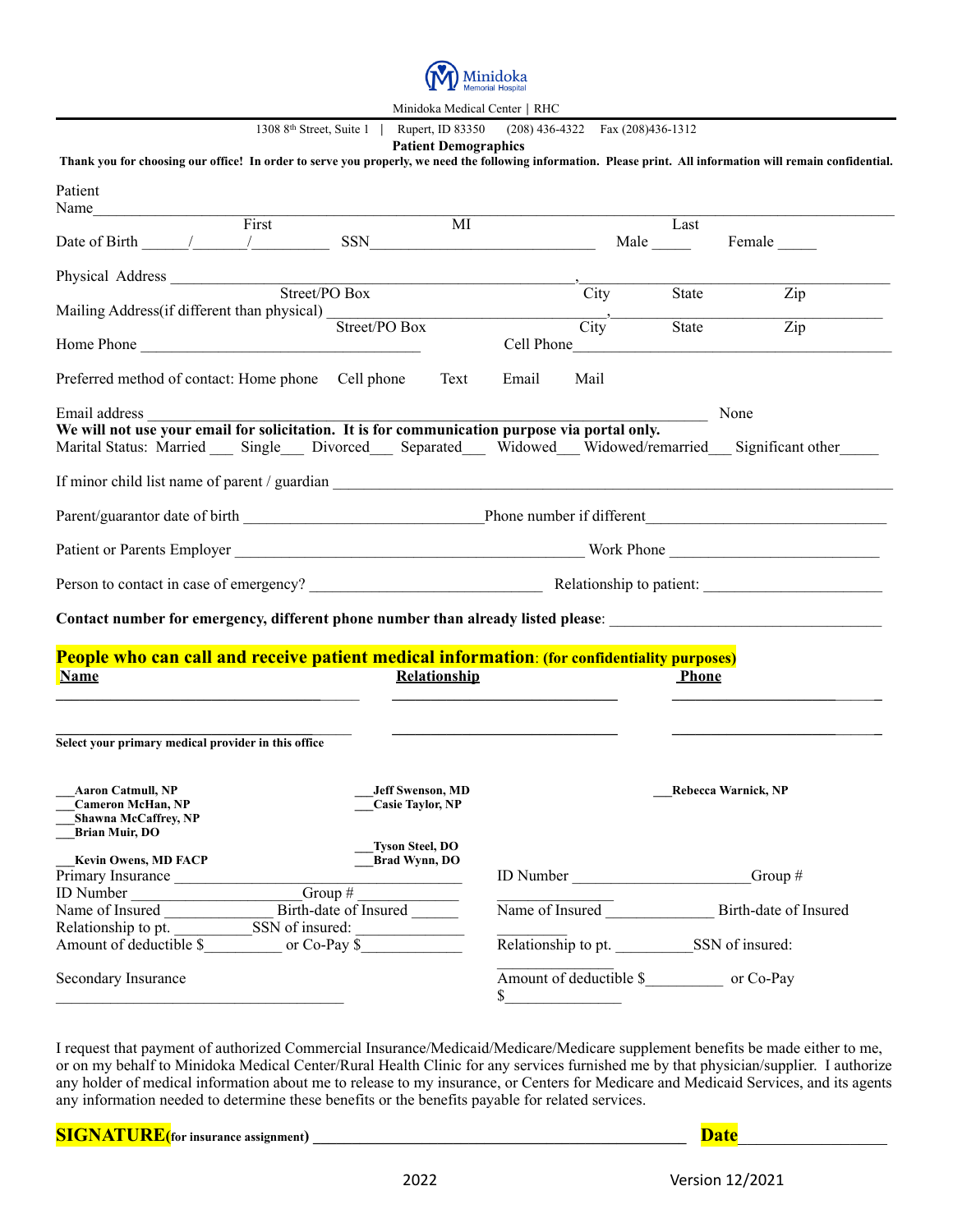Minidoka Memorial Hospital

Minidoka Medical Center | RHC

1308 8th Street, Suite 1 | Rupert, ID 83350 (208) 436-4322 Fax (208)436-1312

**Patient Demographics**

**Thank you for choosing our office! In order to serve you properly, we need the following information. Please print. All information will remain confidential.**

Patient Name______________________________________________________________________________
First MI Last

Date of Birth _____/_____/_________ SSN____________________________ Male _____ Female _____

Physical Address ____________________________________________,______________________________
Street/PO Box City State Zip

Mailing Address(if different than physical) ______________________________,______________________________
Street/PO Box City State Zip

Home Phone ______________________________ Cell Phone______________________________

Preferred method of contact: Home phone Cell phone Text Email Mail

Email address ____________________________________________________________ None

**We will not use your email for solicitation. It is for communication purpose via portal only.**

Marital Status: Married___ Single___ Divorced___ Separated___ Widowed___ Widowed/remarried___ Significant other_____

If minor child list name of parent / guardian ______________________________________________________________

Parent/guarantor date of birth ____________________________Phone number if different____________________________

Patient or Parents Employer ________________________________________ Work Phone ________________________

Person to contact in case of emergency? ____________________________ Relationship to patient: ____________________

**Contact number for emergency, different phone number than already listed please**: ________________________________

**People who can call and receive patient medical information: (for confidentiality purposes)**

| **Name** | **Relationship** | **Phone** |
|---|---|---|
| ______________________ | ______________________ | ______________________ |
| ______________________ | ______________________ | ______________________ |

**Select your primary medical provider in this office**

- ___**Aaron Catmull, NP**
- ___**Cameron McHan, NP**
- ___**Shawna McCaffrey, NP**
- ___**Brian Muir, DO**
- ___**Kevin Owens, MD FACP**
- ___**Jeff Swenson, MD**
- ___**Casie Taylor, NP**
- ___**Tyson Steel, DO**
- ___**Brad Wynn, DO**
- ___**Rebecca Warnick, NP**

Primary Insurance ______________________________

ID Number ____________________ Group # ____________

Name of Insured ______________ Birth-date of Insured ______

Relationship to pt. __________SSN of insured: ____________

Amount of deductible $__________ or Co-Pay $____________

Secondary Insurance ______________________________

ID Number ______________________Group # ____________

Name of Insured ______________ Birth-date of Insured __________

Relationship to pt. __________SSN of insured: ______________

Amount of deductible $__________ or Co-Pay $______________

I request that payment of authorized Commercial Insurance/Medicaid/Medicare/Medicare supplement benefits be made either to me, or on my behalf to Minidoka Medical Center/Rural Health Clinic for any services furnished me by that physician/supplier. I authorize any holder of medical information about me to release to my insurance, or Centers for Medicare and Medicaid Services, and its agents any information needed to determine these benefits or the benefits payable for related services.

**SIGNATURE**(for insurance assignment) ______________________________________________ **Date**________________

2022 Version 12/2021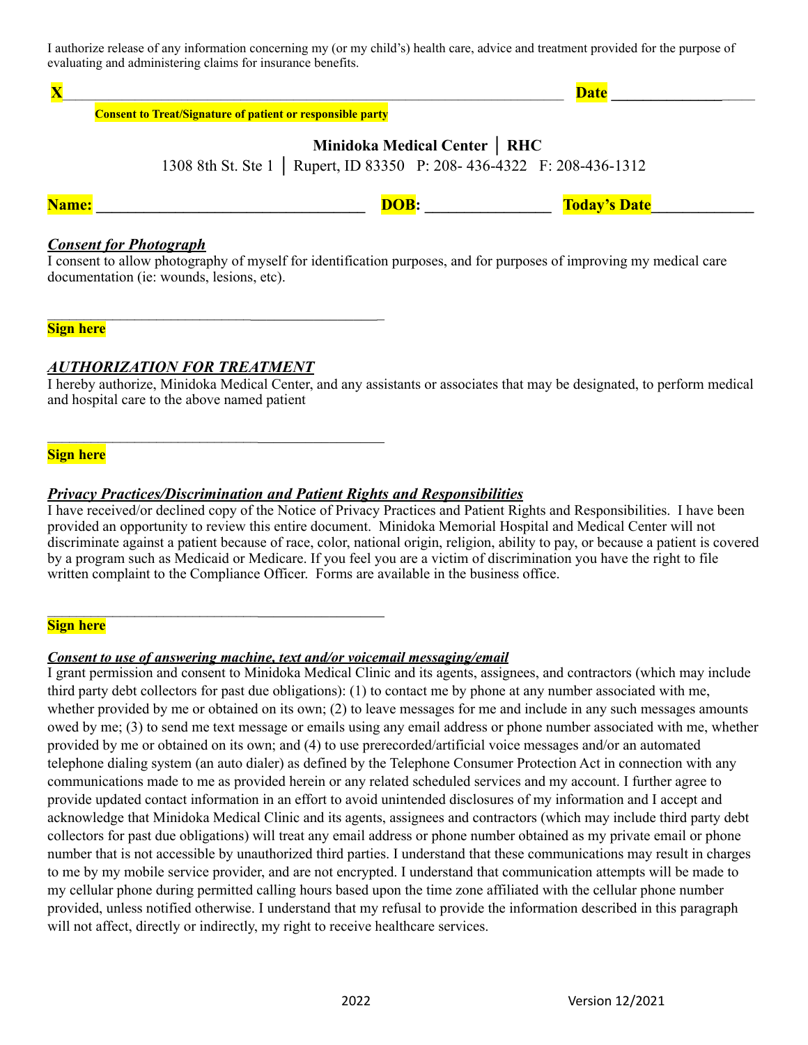I authorize release of any information concerning my (or my child's) health care, advice and treatment provided for the purpose of evaluating and administering claims for insurance benefits.

**X**_________________________________________________________________ **Date** _______________

**Consent to Treat/Signature of patient or responsible party**

**Minidoka Medical Center │ RHC**

1308 8th St. Ste 1 │ Rupert, ID 83350 P: 208- 436-4322 F: 208-436-1312

**Name:** ________________________________ **DOB:** _______________ **Today's Date**____________

***Consent for Photograph***

I consent to allow photography of myself for identification purposes, and for purposes of improving my medical care documentation (ie: wounds, lesions, etc).

_____________________________________________

**Sign here**

***AUTHORIZATION FOR TREATMENT***

I hereby authorize, Minidoka Medical Center, and any assistants or associates that may be designated, to perform medical and hospital care to the above named patient

_____________________________________________

**Sign here**

***Privacy Practices/Discrimination and Patient Rights and Responsibilities***

I have received/or declined copy of the Notice of Privacy Practices and Patient Rights and Responsibilities. I have been provided an opportunity to review this entire document. Minidoka Memorial Hospital and Medical Center will not discriminate against a patient because of race, color, national origin, religion, ability to pay, or because a patient is covered by a program such as Medicaid or Medicare. If you feel you are a victim of discrimination you have the right to file written complaint to the Compliance Officer. Forms are available in the business office.

_____________________________________________

**Sign here**

***Consent to use of answering machine, text and/or voicemail messaging/email***

I grant permission and consent to Minidoka Medical Clinic and its agents, assignees, and contractors (which may include third party debt collectors for past due obligations): (1) to contact me by phone at any number associated with me, whether provided by me or obtained on its own; (2) to leave messages for me and include in any such messages amounts owed by me; (3) to send me text message or emails using any email address or phone number associated with me, whether provided by me or obtained on its own; and (4) to use prerecorded/artificial voice messages and/or an automated telephone dialing system (an auto dialer) as defined by the Telephone Consumer Protection Act in connection with any communications made to me as provided herein or any related scheduled services and my account. I further agree to provide updated contact information in an effort to avoid unintended disclosures of my information and I accept and acknowledge that Minidoka Medical Clinic and its agents, assignees and contractors (which may include third party debt collectors for past due obligations) will treat any email address or phone number obtained as my private email or phone number that is not accessible by unauthorized third parties. I understand that these communications may result in charges to me by my mobile service provider, and are not encrypted. I understand that communication attempts will be made to my cellular phone during permitted calling hours based upon the time zone affiliated with the cellular phone number provided, unless notified otherwise. I understand that my refusal to provide the information described in this paragraph will not affect, directly or indirectly, my right to receive healthcare services.

2022 Version 12/2021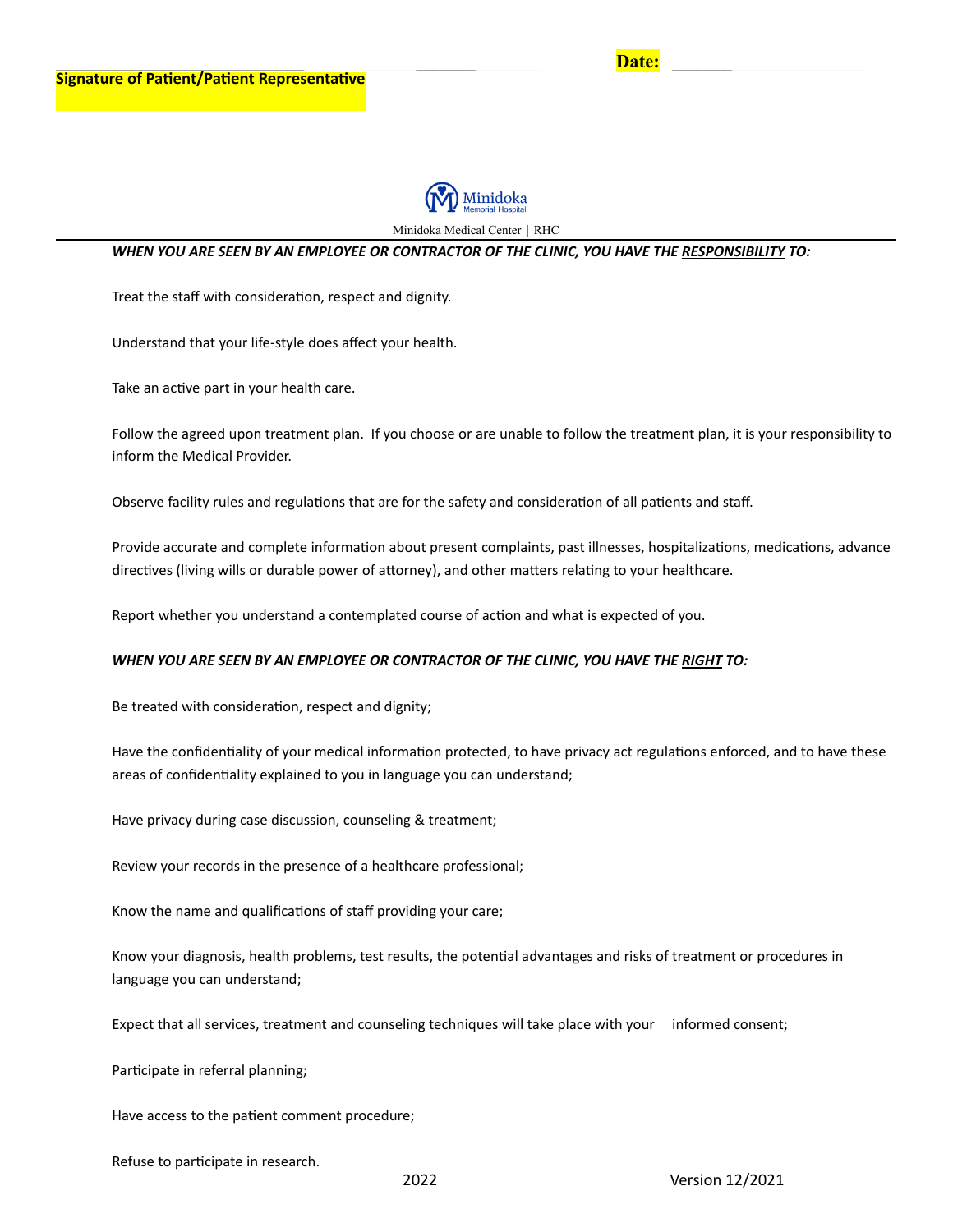**Signature of Patient/Patient Representative** ______________________ **Date:** ______________________

Minidoka Memorial Hospital

Minidoka Medical Center | RHC

***WHEN YOU ARE SEEN BY AN EMPLOYEE OR CONTRACTOR OF THE CLINIC, YOU HAVE THE <u>RESPONSIBILITY</u> TO:***

Treat the staff with consideration, respect and dignity.

Understand that your life-style does affect your health.

Take an active part in your health care.

Follow the agreed upon treatment plan. If you choose or are unable to follow the treatment plan, it is your responsibility to inform the Medical Provider.

Observe facility rules and regulations that are for the safety and consideration of all patients and staff.

Provide accurate and complete information about present complaints, past illnesses, hospitalizations, medications, advance directives (living wills or durable power of attorney), and other matters relating to your healthcare.

Report whether you understand a contemplated course of action and what is expected of you.

***WHEN YOU ARE SEEN BY AN EMPLOYEE OR CONTRACTOR OF THE CLINIC, YOU HAVE THE <u>RIGHT</u> TO:***

Be treated with consideration, respect and dignity;

Have the confidentiality of your medical information protected, to have privacy act regulations enforced, and to have these areas of confidentiality explained to you in language you can understand;

Have privacy during case discussion, counseling & treatment;

Review your records in the presence of a healthcare professional;

Know the name and qualifications of staff providing your care;

Know your diagnosis, health problems, test results, the potential advantages and risks of treatment or procedures in language you can understand;

Expect that all services, treatment and counseling techniques will take place with your informed consent;

Participate in referral planning;

Have access to the patient comment procedure;

Refuse to participate in research.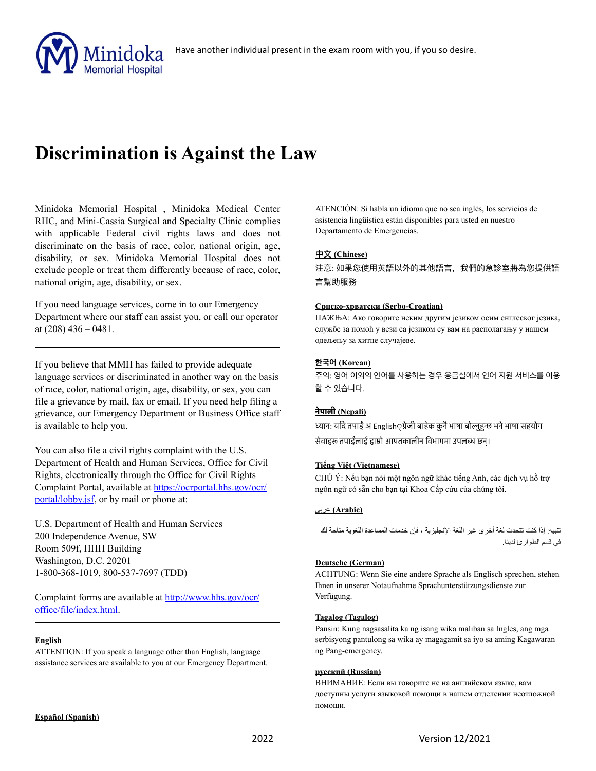Minidoka Memorial Hospital

Have another individual present in the exam room with you, if you so desire.

# Discrimination is Against the Law

Minidoka Memorial Hospital , Minidoka Medical Center RHC, and Mini-Cassia Surgical and Specialty Clinic complies with applicable Federal civil rights laws and does not discriminate on the basis of race, color, national origin, age, disability, or sex. Minidoka Memorial Hospital does not exclude people or treat them differently because of race, color, national origin, age, disability, or sex.

If you need language services, come in to our Emergency Department where our staff can assist you, or call our operator at (208) 436 – 0481.

---

If you believe that MMH has failed to provide adequate language services or discriminated in another way on the basis of race, color, national origin, age, disability, or sex, you can file a grievance by mail, fax or email. If you need help filing a grievance, our Emergency Department or Business Office staff is available to help you.

You can also file a civil rights complaint with the U.S. Department of Health and Human Services, Office for Civil Rights, electronically through the Office for Civil Rights Complaint Portal, available at https://ocrportal.hhs.gov/ocr/portal/lobby.jsf, or by mail or phone at:

U.S. Department of Health and Human Services
200 Independence Avenue, SW
Room 509f, HHH Building
Washington, D.C. 20201
1-800-368-1019, 800-537-7697 (TDD)

Complaint forms are available at http://www.hhs.gov/ocr/office/file/index.html.

---

**English**

ATTENTION: If you speak a language other than English, language assistance services are available to you at our Emergency Department.

**Español (Spanish)**

ATENCIÓN: Si habla un idioma que no sea inglés, los servicios de asistencia lingüística están disponibles para usted en nuestro Departamento de Emergencias.

**中文 (Chinese)**

注意: 如果您使用英語以外的其他語言，我們的急診室將為您提供語言幫助服務

**Српско-хрватски (Serbo-Croatian)**

ПАЖЊА: Ако говорите неким другим језиком осим енглеског језика, службе за помоћ у вези са језиком су вам на располагању у нашем одељењу за хитне случајеве.

**한국어 (Korean)**

주의: 영어 이외의 언어를 사용하는 경우 응급실에서 언어 지원 서비스를 이용할 수 있습니다.

**नेपाली (Nepali)**

ध्यान: यदि तपाईं अ English ्ग्रेजी बाहेक कुनै भाषा बोल्नुहुन्छ भने भाषा सहयोग सेवाहरू तपाईंलाई हाम्रो आपतकालीन विभागमा उपलब्ध छन्।

**Tiếng Việt (Vietnamese)**

CHÚ Ý: Nếu bạn nói một ngôn ngữ khác tiếng Anh, các dịch vụ hỗ trợ ngôn ngữ có sẵn cho bạn tại Khoa Cấp cứu của chúng tôi.

**عربي (Arabic)**

تنبيه: إذا كنت تتحدث لغة أخرى غير اللغة الإنجليزية ، فإن خدمات المساعدة اللغوية متاحة لك في قسم الطوارئ لدينا.

**Deutsche (German)**

ACHTUNG: Wenn Sie eine andere Sprache als Englisch sprechen, stehen Ihnen in unserer Notaufnahme Sprachunterstützungsdienste zur Verfügung.

**Tagalog (Tagalog)**

Pansin: Kung nagsasalita ka ng isang wika maliban sa Ingles, ang mga serbisyong pantulong sa wika ay magagamit sa iyo sa aming Kagawaran ng Pang-emergency.

**русский (Russian)**

ВНИМАНИЕ: Если вы говорите не на английском языке, вам доступны услуги языковой помощи в нашем отделении неотложной помощи.

2022 Version 12/2021